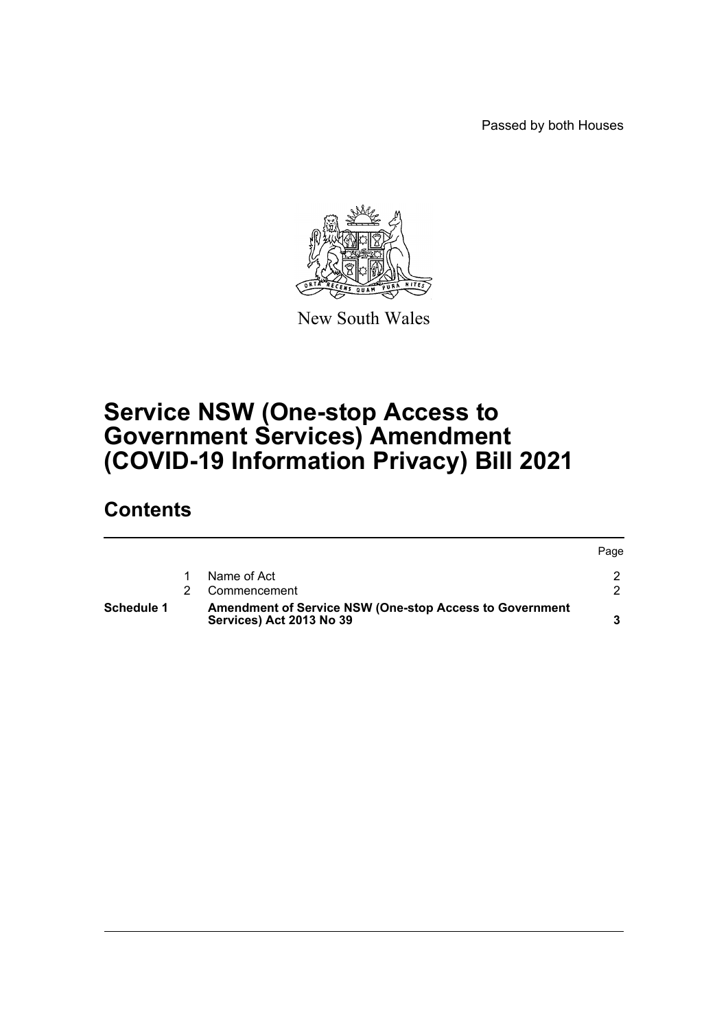Passed by both Houses

New South Wales

# Service NSW (One-stop Access to Government Services) Amendment (COVID-19 Information Privacy) Bill 2021

## Contents

| | | | Page |
|---|---|---|---|
| | 1 | Name of Act | 2 |
| | 2 | Commencement | 2 |
| **Schedule 1** | | **Amendment of Service NSW (One-stop Access to Government Services) Act 2013 No 39** | **3** |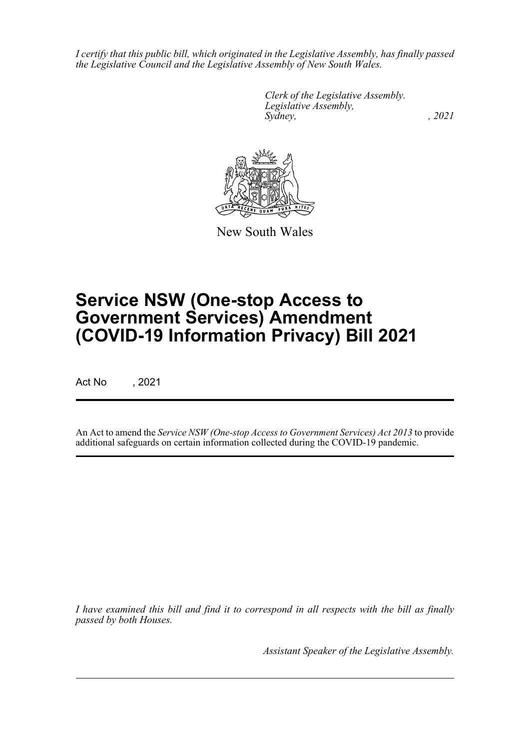*I certify that this public bill, which originated in the Legislative Assembly, has finally passed the Legislative Council and the Legislative Assembly of New South Wales.*

*Clerk of the Legislative Assembly.*
*Legislative Assembly,*
*Sydney, , 2021*

New South Wales

# Service NSW (One-stop Access to Government Services) Amendment (COVID-19 Information Privacy) Bill 2021

Act No , 2021

An Act to amend the *Service NSW (One-stop Access to Government Services) Act 2013* to provide additional safeguards on certain information collected during the COVID-19 pandemic.

*I have examined this bill and find it to correspond in all respects with the bill as finally passed by both Houses.*

*Assistant Speaker of the Legislative Assembly.*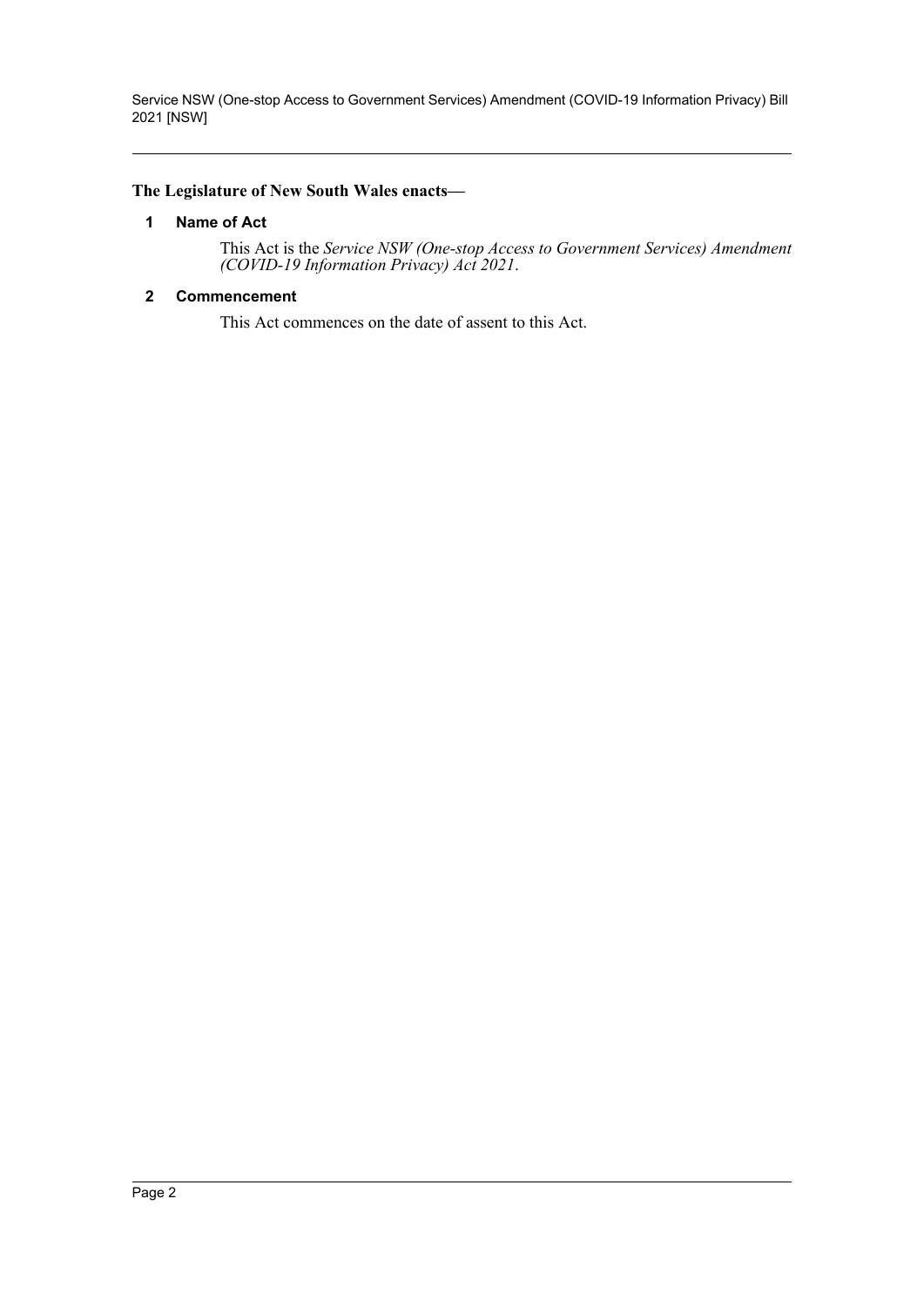**The Legislature of New South Wales enacts—**

### 1 Name of Act

This Act is the *Service NSW (One-stop Access to Government Services) Amendment (COVID-19 Information Privacy) Act 2021*.

### 2 Commencement

This Act commences on the date of assent to this Act.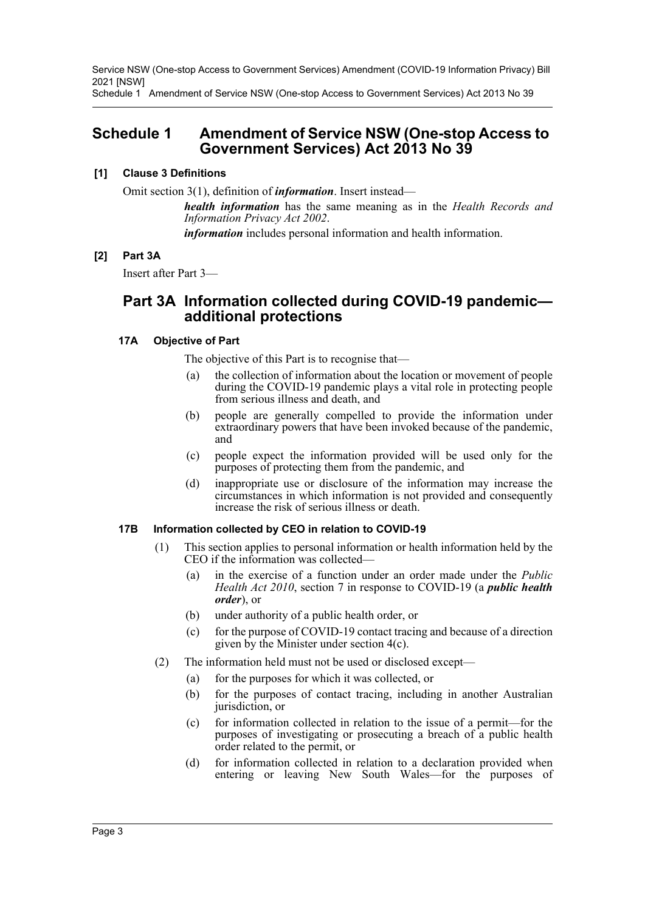# Schedule 1 Amendment of Service NSW (One-stop Access to Government Services) Act 2013 No 39

**[1] Clause 3 Definitions**

Omit section 3(1), definition of ***information***. Insert instead—

> ***health information*** has the same meaning as in the *Health Records and Information Privacy Act 2002*.
>
> ***information*** includes personal information and health information.

**[2] Part 3A**

Insert after Part 3—

## Part 3A Information collected during COVID-19 pandemic—additional protections

### 17A Objective of Part

The objective of this Part is to recognise that—

(a) the collection of information about the location or movement of people during the COVID-19 pandemic plays a vital role in protecting people from serious illness and death, and

(b) people are generally compelled to provide the information under extraordinary powers that have been invoked because of the pandemic, and

(c) people expect the information provided will be used only for the purposes of protecting them from the pandemic, and

(d) inappropriate use or disclosure of the information may increase the circumstances in which information is not provided and consequently increase the risk of serious illness or death.

### 17B Information collected by CEO in relation to COVID-19

(1) This section applies to personal information or health information held by the CEO if the information was collected—

> (a) in the exercise of a function under an order made under the *Public Health Act 2010*, section 7 in response to COVID-19 (a ***public health order***), or
>
> (b) under authority of a public health order, or
>
> (c) for the purpose of COVID-19 contact tracing and because of a direction given by the Minister under section 4(c).

(2) The information held must not be used or disclosed except—

> (a) for the purposes for which it was collected, or
>
> (b) for the purposes of contact tracing, including in another Australian jurisdiction, or
>
> (c) for information collected in relation to the issue of a permit—for the purposes of investigating or prosecuting a breach of a public health order related to the permit, or
>
> (d) for information collected in relation to a declaration provided when entering or leaving New South Wales—for the purposes of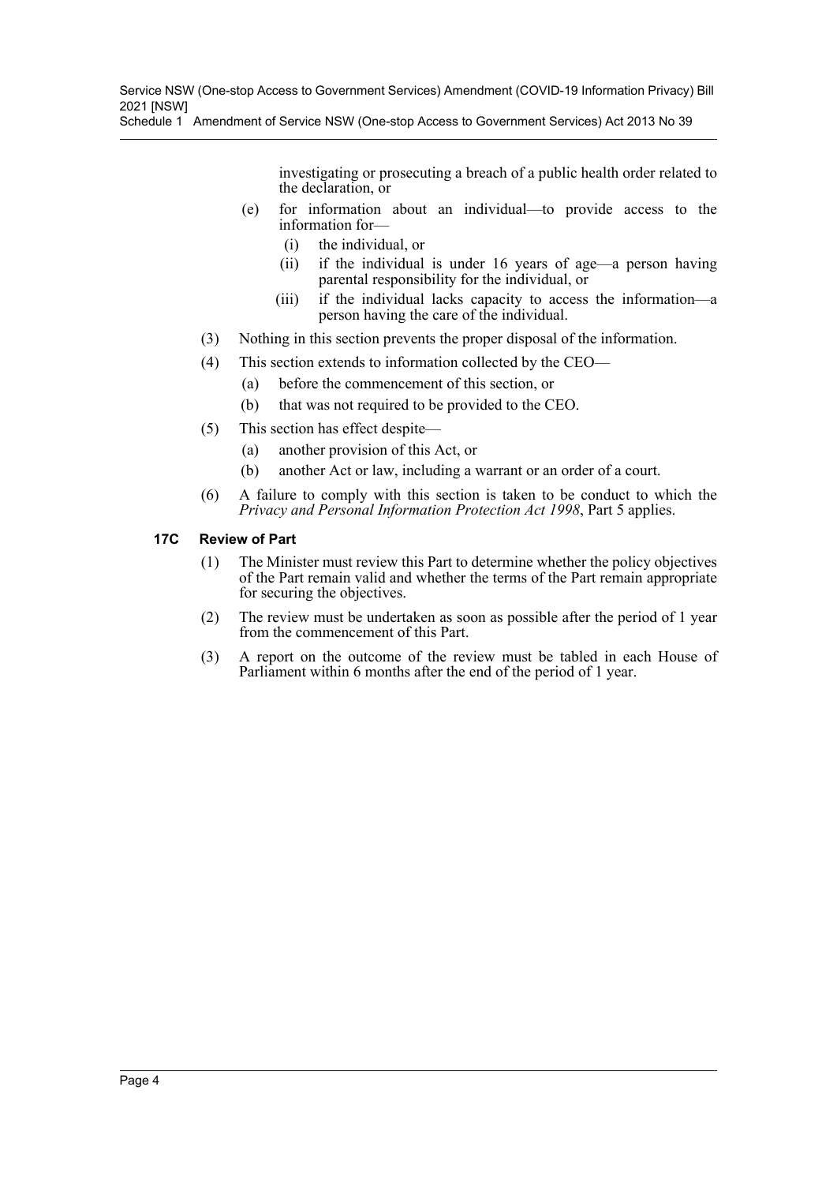investigating or prosecuting a breach of a public health order related to the declaration, or

(e) for information about an individual—to provide access to the information for—

(i) the individual, or

(ii) if the individual is under 16 years of age—a person having parental responsibility for the individual, or

(iii) if the individual lacks capacity to access the information—a person having the care of the individual.

(3) Nothing in this section prevents the proper disposal of the information.

(4) This section extends to information collected by the CEO—

(a) before the commencement of this section, or

(b) that was not required to be provided to the CEO.

(5) This section has effect despite—

(a) another provision of this Act, or

(b) another Act or law, including a warrant or an order of a court.

(6) A failure to comply with this section is taken to be conduct to which the *Privacy and Personal Information Protection Act 1998*, Part 5 applies.

### 17C Review of Part

(1) The Minister must review this Part to determine whether the policy objectives of the Part remain valid and whether the terms of the Part remain appropriate for securing the objectives.

(2) The review must be undertaken as soon as possible after the period of 1 year from the commencement of this Part.

(3) A report on the outcome of the review must be tabled in each House of Parliament within 6 months after the end of the period of 1 year.